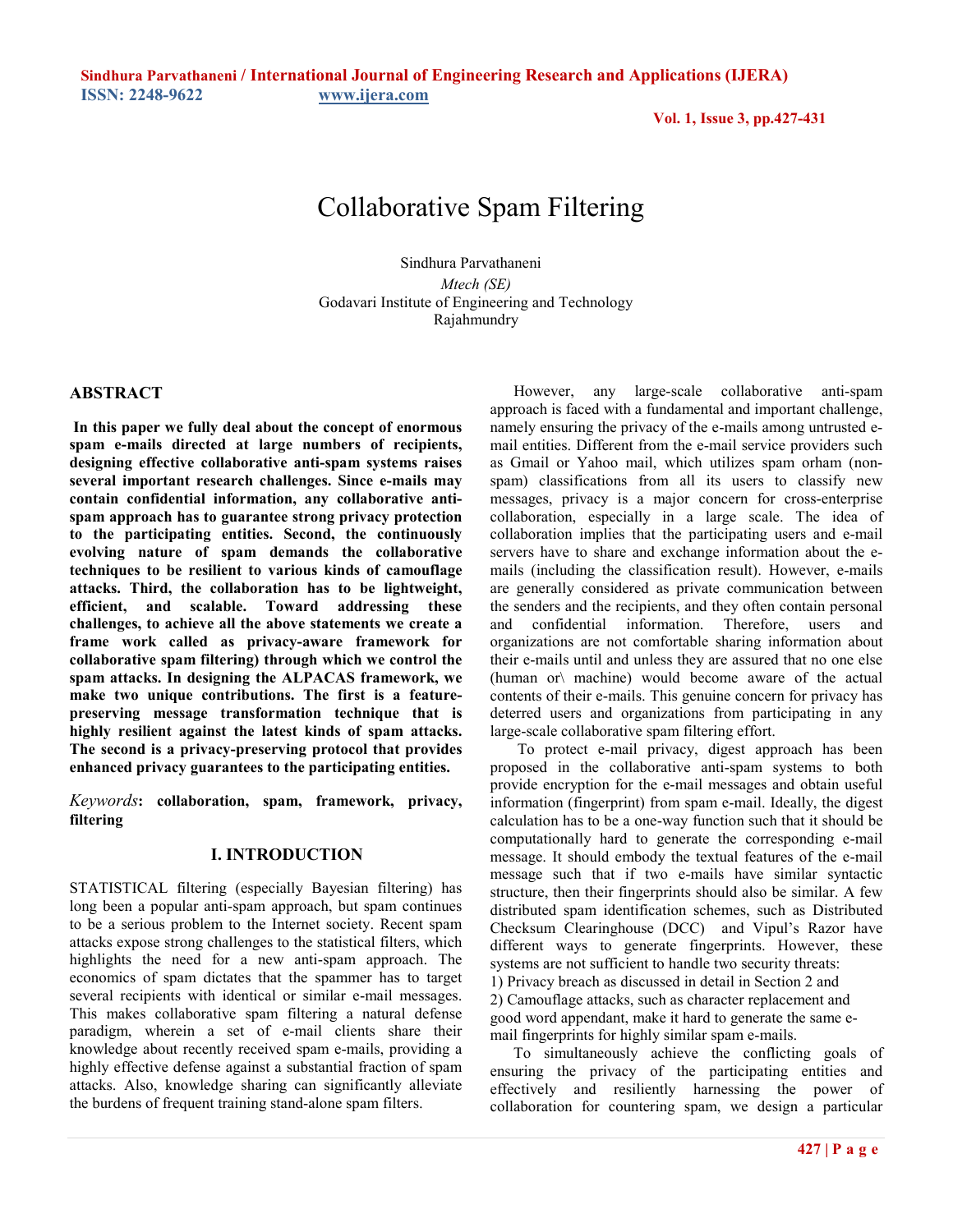# Collaborative Spam Filtering

Sindhura Parvathaneni

*Mtech (SE)*

Godavari Institute of Engineering and Technology

Rajahmundry

## ABSTRACT

**In this paper we fully deal about the concept of enormous spam e-mails directed at large numbers of recipients, designing effective collaborative anti-spam systems raises several important research challenges. Since e-mails may contain confidential information, any collaborative anti-spam approach has to guarantee strong privacy protection to the participating entities. Second, the continuously evolving nature of spam demands the collaborative techniques to be resilient to various kinds of camouflage attacks. Third, the collaboration has to be lightweight, efficient, and scalable. Toward addressing these challenges, to achieve all the above statements we create a frame work called as privacy-aware framework for collaborative spam filtering) through which we control the spam attacks. In designing the ALPACAS framework, we make two unique contributions. The first is a feature-preserving message transformation technique that is highly resilient against the latest kinds of spam attacks. The second is a privacy-preserving protocol that provides enhanced privacy guarantees to the participating entities.**

*Keywords*: **collaboration, spam, framework, privacy, filtering**

## I. INTRODUCTION

STATISTICAL filtering (especially Bayesian filtering) has long been a popular anti-spam approach, but spam continues to be a serious problem to the Internet society. Recent spam attacks expose strong challenges to the statistical filters, which highlights the need for a new anti-spam approach. The economics of spam dictates that the spammer has to target several recipients with identical or similar e-mail messages. This makes collaborative spam filtering a natural defense paradigm, wherein a set of e-mail clients share their knowledge about recently received spam e-mails, providing a highly effective defense against a substantial fraction of spam attacks. Also, knowledge sharing can significantly alleviate the burdens of frequent training stand-alone spam filters.

However, any large-scale collaborative anti-spam approach is faced with a fundamental and important challenge, namely ensuring the privacy of the e-mails among untrusted e-mail entities. Different from the e-mail service providers such as Gmail or Yahoo mail, which utilizes spam orham (non-spam) classifications from all its users to classify new messages, privacy is a major concern for cross-enterprise collaboration, especially in a large scale. The idea of collaboration implies that the participating users and e-mail servers have to share and exchange information about the e-mails (including the classification result). However, e-mails are generally considered as private communication between the senders and the recipients, and they often contain personal and confidential information. Therefore, users and organizations are not comfortable sharing information about their e-mails until and unless they are assured that no one else (human or\ machine) would become aware of the actual contents of their e-mails. This genuine concern for privacy has deterred users and organizations from participating in any large-scale collaborative spam filtering effort.

To protect e-mail privacy, digest approach has been proposed in the collaborative anti-spam systems to both provide encryption for the e-mail messages and obtain useful information (fingerprint) from spam e-mail. Ideally, the digest calculation has to be a one-way function such that it should be computationally hard to generate the corresponding e-mail message. It should embody the textual features of the e-mail message such that if two e-mails have similar syntactic structure, then their fingerprints should also be similar. A few distributed spam identification schemes, such as Distributed Checksum Clearinghouse (DCC) and Vipul's Razor have different ways to generate fingerprints. However, these systems are not sufficient to handle two security threats:

1) Privacy breach as discussed in detail in Section 2 and
2) Camouflage attacks, such as character replacement and good word appendant, make it hard to generate the same e-mail fingerprints for highly similar spam e-mails.

To simultaneously achieve the conflicting goals of ensuring the privacy of the participating entities and effectively and resiliently harnessing the power of collaboration for countering spam, we design a particular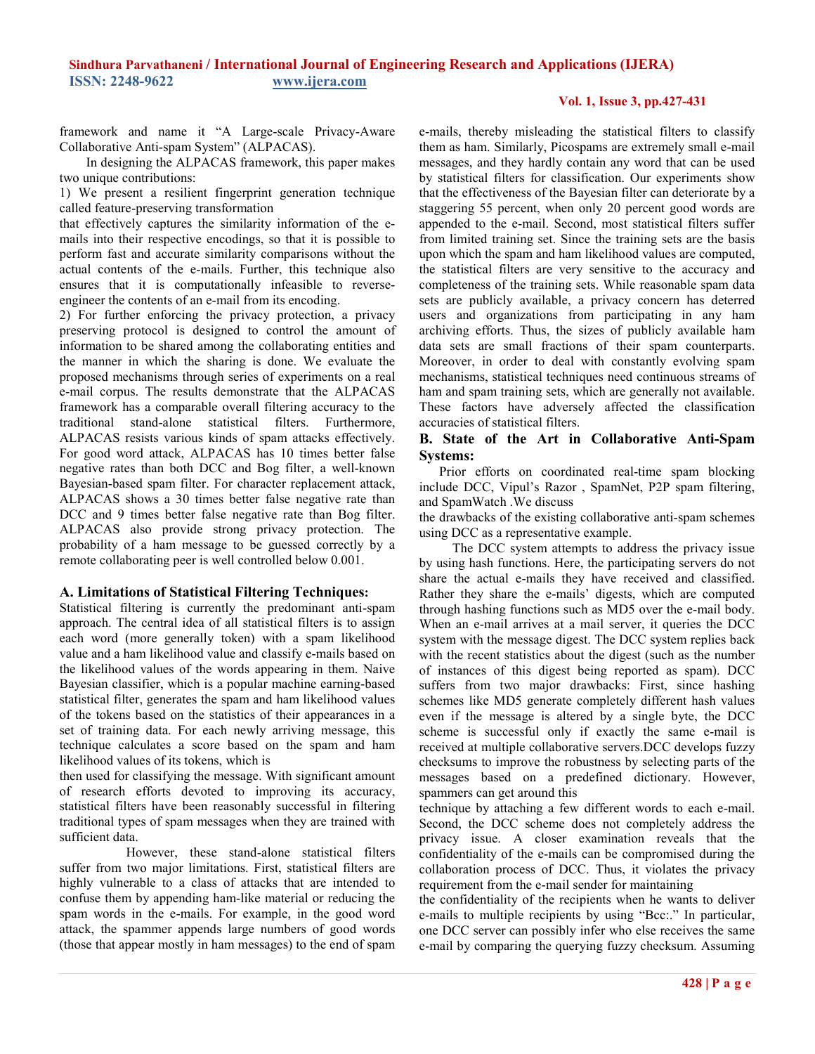framework and name it "A Large-scale Privacy-Aware Collaborative Anti-spam System" (ALPACAS).

In designing the ALPACAS framework, this paper makes two unique contributions:

1) We present a resilient fingerprint generation technique called feature-preserving transformation that effectively captures the similarity information of the e-mails into their respective encodings, so that it is possible to perform fast and accurate similarity comparisons without the actual contents of the e-mails. Further, this technique also ensures that it is computationally infeasible to reverse-engineer the contents of an e-mail from its encoding.

2) For further enforcing the privacy protection, a privacy preserving protocol is designed to control the amount of information to be shared among the collaborating entities and the manner in which the sharing is done. We evaluate the proposed mechanisms through series of experiments on a real e-mail corpus. The results demonstrate that the ALPACAS framework has a comparable overall filtering accuracy to the traditional stand-alone statistical filters. Furthermore, ALPACAS resists various kinds of spam attacks effectively. For good word attack, ALPACAS has 10 times better false negative rates than both DCC and Bog filter, a well-known Bayesian-based spam filter. For character replacement attack, ALPACAS shows a 30 times better false negative rate than DCC and 9 times better false negative rate than Bog filter. ALPACAS also provide strong privacy protection. The probability of a ham message to be guessed correctly by a remote collaborating peer is well controlled below 0.001.

### A. Limitations of Statistical Filtering Techniques:

Statistical filtering is currently the predominant anti-spam approach. The central idea of all statistical filters is to assign each word (more generally token) with a spam likelihood value and a ham likelihood value and classify e-mails based on the likelihood values of the words appearing in them. Naive Bayesian classifier, which is a popular machine earning-based statistical filter, generates the spam and ham likelihood values of the tokens based on the statistics of their appearances in a set of training data. For each newly arriving message, this technique calculates a score based on the spam and ham likelihood values of its tokens, which is then used for classifying the message. With significant amount of research efforts devoted to improving its accuracy, statistical filters have been reasonably successful in filtering traditional types of spam messages when they are trained with sufficient data.

However, these stand-alone statistical filters suffer from two major limitations. First, statistical filters are highly vulnerable to a class of attacks that are intended to confuse them by appending ham-like material or reducing the spam words in the e-mails. For example, in the good word attack, the spammer appends large numbers of good words (those that appear mostly in ham messages) to the end of spam e-mails, thereby misleading the statistical filters to classify them as ham. Similarly, Picospams are extremely small e-mail messages, and they hardly contain any word that can be used by statistical filters for classification. Our experiments show that the effectiveness of the Bayesian filter can deteriorate by a staggering 55 percent, when only 20 percent good words are appended to the e-mail. Second, most statistical filters suffer from limited training set. Since the training sets are the basis upon which the spam and ham likelihood values are computed, the statistical filters are very sensitive to the accuracy and completeness of the training sets. While reasonable spam data sets are publicly available, a privacy concern has deterred users and organizations from participating in any ham archiving efforts. Thus, the sizes of publicly available ham data sets are small fractions of their spam counterparts. Moreover, in order to deal with constantly evolving spam mechanisms, statistical techniques need continuous streams of ham and spam training sets, which are generally not available. These factors have adversely affected the classification accuracies of statistical filters.

### B. State of the Art in Collaborative Anti-Spam Systems:

Prior efforts on coordinated real-time spam blocking include DCC, Vipul's Razor , SpamNet, P2P spam filtering, and SpamWatch .We discuss the drawbacks of the existing collaborative anti-spam schemes using DCC as a representative example.

The DCC system attempts to address the privacy issue by using hash functions. Here, the participating servers do not share the actual e-mails they have received and classified. Rather they share the e-mails' digests, which are computed through hashing functions such as MD5 over the e-mail body. When an e-mail arrives at a mail server, it queries the DCC system with the message digest. The DCC system replies back with the recent statistics about the digest (such as the number of instances of this digest being reported as spam). DCC suffers from two major drawbacks: First, since hashing schemes like MD5 generate completely different hash values even if the message is altered by a single byte, the DCC scheme is successful only if exactly the same e-mail is received at multiple collaborative servers.DCC develops fuzzy checksums to improve the robustness by selecting parts of the messages based on a predefined dictionary. However, spammers can get around this technique by attaching a few different words to each e-mail. Second, the DCC scheme does not completely address the privacy issue. A closer examination reveals that the confidentiality of the e-mails can be compromised during the collaboration process of DCC. Thus, it violates the privacy requirement from the e-mail sender for maintaining the confidentiality of the recipients when he wants to deliver e-mails to multiple recipients by using "Bcc:." In particular, one DCC server can possibly infer who else receives the same e-mail by comparing the querying fuzzy checksum. Assuming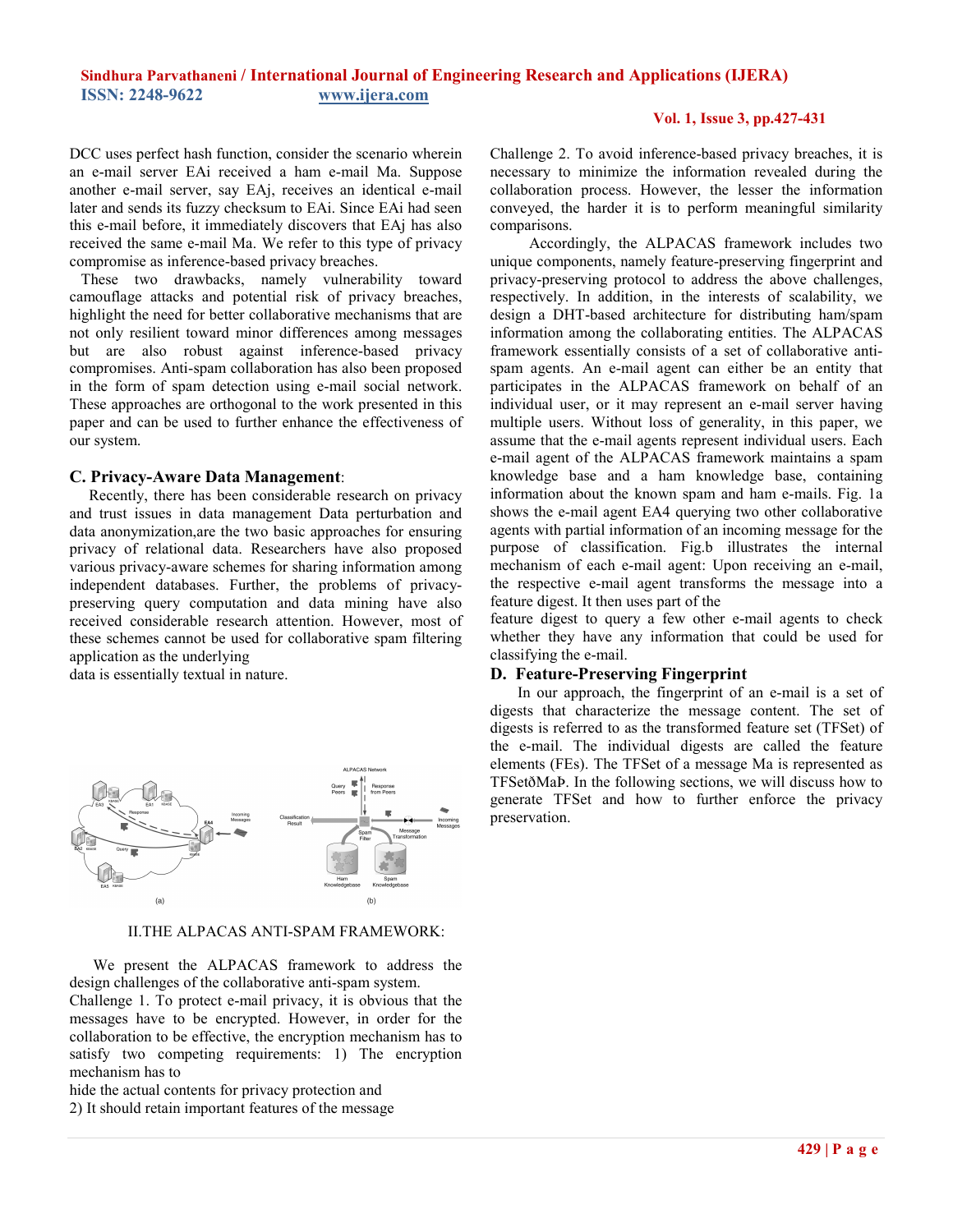DCC uses perfect hash function, consider the scenario wherein an e-mail server EAi received a ham e-mail Ma. Suppose another e-mail server, say EAj, receives an identical e-mail later and sends its fuzzy checksum to EAi. Since EAi had seen this e-mail before, it immediately discovers that EAj has also received the same e-mail Ma. We refer to this type of privacy compromise as inference-based privacy breaches.

These two drawbacks, namely vulnerability toward camouflage attacks and potential risk of privacy breaches, highlight the need for better collaborative mechanisms that are not only resilient toward minor differences among messages but are also robust against inference-based privacy compromises. Anti-spam collaboration has also been proposed in the form of spam detection using e-mail social network. These approaches are orthogonal to the work presented in this paper and can be used to further enhance the effectiveness of our system.

### C. Privacy-Aware Data Management:

Recently, there has been considerable research on privacy and trust issues in data management Data perturbation and data anonymization,are the two basic approaches for ensuring privacy of relational data. Researchers have also proposed various privacy-aware schemes for sharing information among independent databases. Further, the problems of privacy-preserving query computation and data mining have also received considerable research attention. However, most of these schemes cannot be used for collaborative spam filtering application as the underlying

data is essentially textual in nature.

## II.THE ALPACAS ANTI-SPAM FRAMEWORK:

We present the ALPACAS framework to address the design challenges of the collaborative anti-spam system.

Challenge 1. To protect e-mail privacy, it is obvious that the messages have to be encrypted. However, in order for the collaboration to be effective, the encryption mechanism has to satisfy two competing requirements: 1) The encryption mechanism has to

hide the actual contents for privacy protection and

2) It should retain important features of the message

Challenge 2. To avoid inference-based privacy breaches, it is necessary to minimize the information revealed during the collaboration process. However, the lesser the information conveyed, the harder it is to perform meaningful similarity comparisons.

Accordingly, the ALPACAS framework includes two unique components, namely feature-preserving fingerprint and privacy-preserving protocol to address the above challenges, respectively. In addition, in the interests of scalability, we design a DHT-based architecture for distributing ham/spam information among the collaborating entities. The ALPACAS framework essentially consists of a set of collaborative anti-spam agents. An e-mail agent can either be an entity that participates in the ALPACAS framework on behalf of an individual user, or it may represent an e-mail server having multiple users. Without loss of generality, in this paper, we assume that the e-mail agents represent individual users. Each e-mail agent of the ALPACAS framework maintains a spam knowledge base and a ham knowledge base, containing information about the known spam and ham e-mails. Fig. 1a shows the e-mail agent EA4 querying two other collaborative agents with partial information of an incoming message for the purpose of classification. Fig.b illustrates the internal mechanism of each e-mail agent: Upon receiving an e-mail, the respective e-mail agent transforms the message into a feature digest. It then uses part of the

feature digest to query a few other e-mail agents to check whether they have any information that could be used for classifying the e-mail.

### D. Feature-Preserving Fingerprint

In our approach, the fingerprint of an e-mail is a set of digests that characterize the message content. The set of digests is referred to as the transformed feature set (TFSet) of the e-mail. The individual digests are called the feature elements (FEs). The TFSet of a message Ma is represented as TFSetðMaÞ. In the following sections, we will discuss how to generate TFSet and how to further enforce the privacy preservation.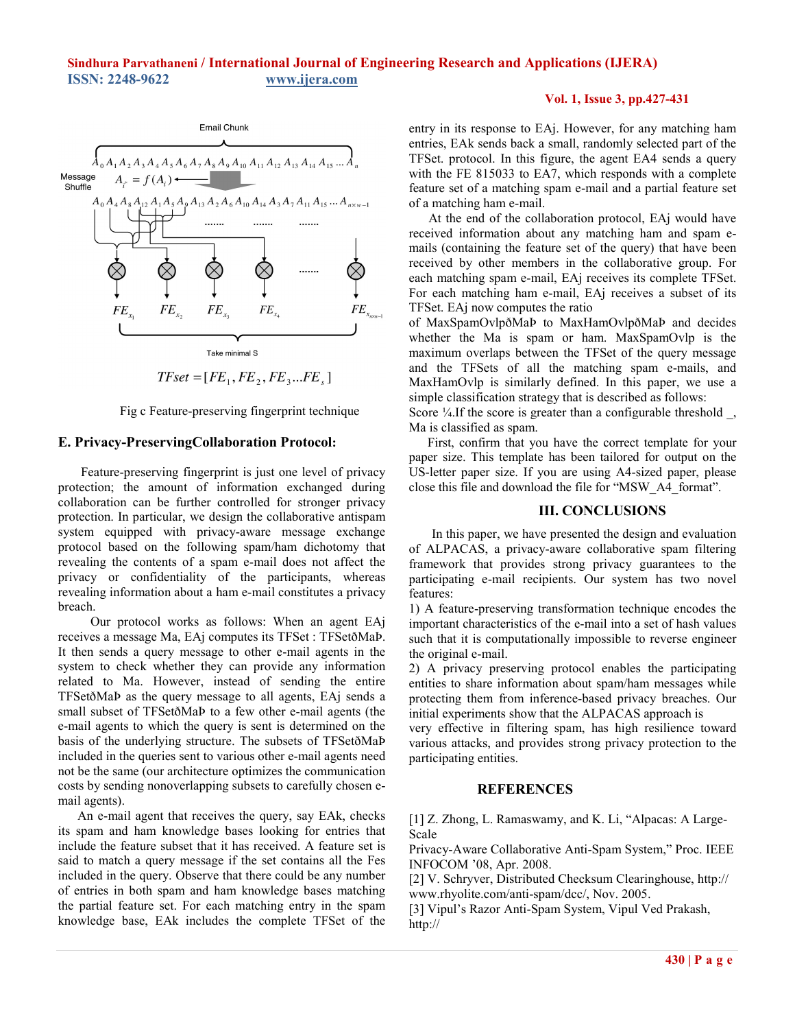Email Chunk

$A_0 A_1 A_2 A_3 A_4 A_5 A_6 A_7 A_8 A_9 A_{10} A_{11} A_{12} A_{13} A_{14} A_{15} \ldots A_n$

Message Shuffle $A_{i^*} = f(A_i)$

$A_0 A_4 A_8 A_{12} A_1 A_5 A_9 A_{13} A_2 A_6 A_{10} A_{14} A_3 A_7 A_{11} A_{15} \ldots A_{n \times w-1}$

$FE_{x_1}$ $FE_{x_2}$ $FE_{x_3}$ $FE_{x_4}$ ....... $FE_{x_{new-1}}$

Take minimal S

$$TFset = [FE_1, FE_2, FE_3 \ldots FE_s]$$

Fig c Feature-preserving fingerprint technique

### E. Privacy-PreservingCollaboration Protocol:

Feature-preserving fingerprint is just one level of privacy protection; the amount of information exchanged during collaboration can be further controlled for stronger privacy protection. In particular, we design the collaborative antispam system equipped with privacy-aware message exchange protocol based on the following spam/ham dichotomy that revealing the contents of a spam e-mail does not affect the privacy or confidentiality of the participants, whereas revealing information about a ham e-mail constitutes a privacy breach.

Our protocol works as follows: When an agent EAj receives a message Ma, EAj computes its TFSet : TFSetðMaÞ. It then sends a query message to other e-mail agents in the system to check whether they can provide any information related to Ma. However, instead of sending the entire TFSetðMaÞ as the query message to all agents, EAj sends a small subset of TFSetðMaÞ to a few other e-mail agents (the e-mail agents to which the query is sent is determined on the basis of the underlying structure. The subsets of TFSetðMaÞ included in the queries sent to various other e-mail agents need not be the same (our architecture optimizes the communication costs by sending nonoverlapping subsets to carefully chosen e-mail agents).

An e-mail agent that receives the query, say EAk, checks its spam and ham knowledge bases looking for entries that include the feature subset that it has received. A feature set is said to match a query message if the set contains all the Fes included in the query. Observe that there could be any number of entries in both spam and ham knowledge bases matching the partial feature set. For each matching entry in the spam knowledge base, EAk includes the complete TFSet of the entry in its response to EAj. However, for any matching ham entries, EAk sends back a small, randomly selected part of the TFSet. protocol. In this figure, the agent EA4 sends a query with the FE 815033 to EA7, which responds with a complete feature set of a matching spam e-mail and a partial feature set of a matching ham e-mail.

At the end of the collaboration protocol, EAj would have received information about any matching ham and spam e-mails (containing the feature set of the query) that have been received by other members in the collaborative group. For each matching spam e-mail, EAj receives its complete TFSet. For each matching ham e-mail, EAj receives a subset of its TFSet. EAj now computes the ratio of MaxSpamOvlpðMaÞ to MaxHamOvlpðMaÞ and decides whether the Ma is spam or ham. MaxSpamOvlp is the maximum overlaps between the TFSet of the query message and the TFSets of all the matching spam e-mails, and MaxHamOvlp is similarly defined. In this paper, we use a simple classification strategy that is described as follows: Score ¼.If the score is greater than a configurable threshold _, Ma is classified as spam.

First, confirm that you have the correct template for your paper size. This template has been tailored for output on the US-letter paper size. If you are using A4-sized paper, please close this file and download the file for "MSW_A4_format".

## III. CONCLUSIONS

In this paper, we have presented the design and evaluation of ALPACAS, a privacy-aware collaborative spam filtering framework that provides strong privacy guarantees to the participating e-mail recipients. Our system has two novel features:

1) A feature-preserving transformation technique encodes the important characteristics of the e-mail into a set of hash values such that it is computationally impossible to reverse engineer the original e-mail.

2) A privacy preserving protocol enables the participating entities to share information about spam/ham messages while protecting them from inference-based privacy breaches. Our initial experiments show that the ALPACAS approach is very effective in filtering spam, has high resilience toward various attacks, and provides strong privacy protection to the participating entities.

## REFERENCES

[1] Z. Zhong, L. Ramaswamy, and K. Li, "Alpacas: A Large-Scale Privacy-Aware Collaborative Anti-Spam System," Proc. IEEE INFOCOM '08, Apr. 2008.

[2] V. Schryver, Distributed Checksum Clearinghouse, http://www.rhyolite.com/anti-spam/dcc/, Nov. 2005.

[3] Vipul's Razor Anti-Spam System, Vipul Ved Prakash, http://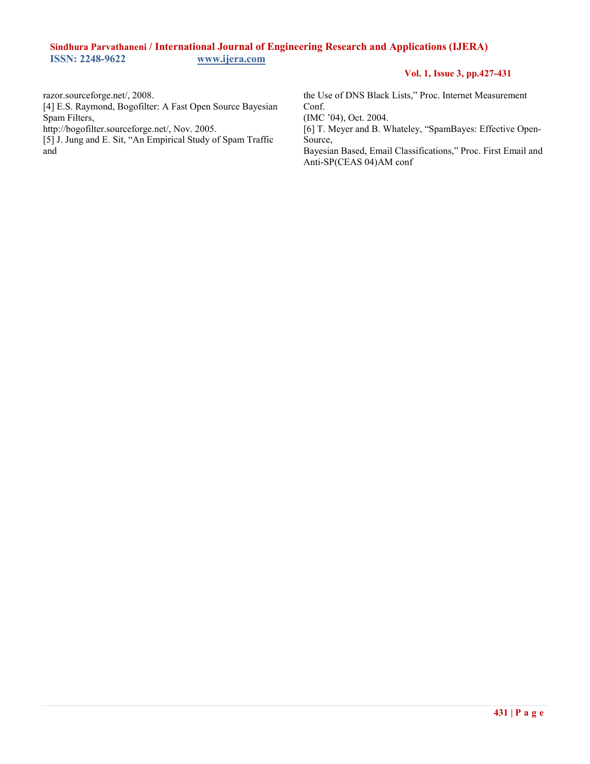razor.sourceforge.net/, 2008.

[4] E.S. Raymond, Bogofilter: A Fast Open Source Bayesian Spam Filters,
http://bogofilter.sourceforge.net/, Nov. 2005.

[5] J. Jung and E. Sit, “An Empirical Study of Spam Traffic and
the Use of DNS Black Lists,” Proc. Internet Measurement Conf.
(IMC ’04), Oct. 2004.

[6] T. Meyer and B. Whateley, “SpamBayes: Effective Open-Source,
Bayesian Based, Email Classifications,” Proc. First Email and Anti-SP(CEAS 04)AM conf